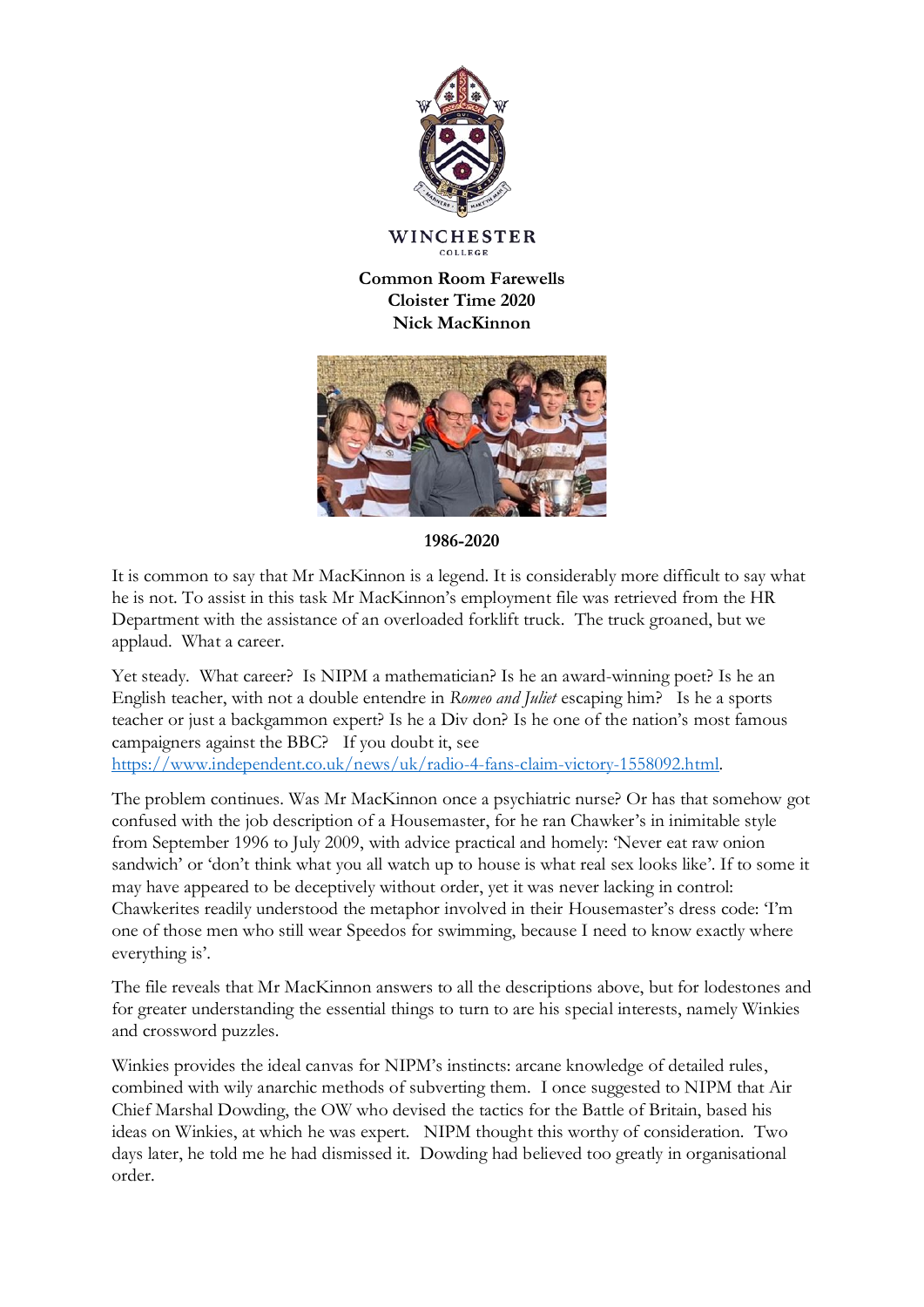WINCHESTER
COLLEGE

**Common Room Farewells**
**Cloister Time 2020**
**Nick MacKinnon**

**1986-2020**

It is common to say that Mr MacKinnon is a legend. It is considerably more difficult to say what he is not. To assist in this task Mr MacKinnon's employment file was retrieved from the HR Department with the assistance of an overloaded forklift truck. The truck groaned, but we applaud. What a career.

Yet steady. What career? Is NIPM a mathematician? Is he an award-winning poet? Is he an English teacher, with not a double entendre in *Romeo and Juliet* escaping him? Is he a sports teacher or just a backgammon expert? Is he a Div don? Is he one of the nation's most famous campaigners against the BBC? If you doubt it, see [https://www.independent.co.uk/news/uk/radio-4-fans-claim-victory-1558092.html](https://www.independent.co.uk/news/uk/radio-4-fans-claim-victory-1558092.html).

The problem continues. Was Mr MacKinnon once a psychiatric nurse? Or has that somehow got confused with the job description of a Housemaster, for he ran Chawker's in inimitable style from September 1996 to July 2009, with advice practical and homely: 'Never eat raw onion sandwich' or 'don't think what you all watch up to house is what real sex looks like'. If to some it may have appeared to be deceptively without order, yet it was never lacking in control: Chawkerites readily understood the metaphor involved in their Housemaster's dress code: 'I'm one of those men who still wear Speedos for swimming, because I need to know exactly where everything is'.

The file reveals that Mr MacKinnon answers to all the descriptions above, but for lodestones and for greater understanding the essential things to turn to are his special interests, namely Winkies and crossword puzzles.

Winkies provides the ideal canvas for NIPM's instincts: arcane knowledge of detailed rules, combined with wily anarchic methods of subverting them. I once suggested to NIPM that Air Chief Marshal Dowding, the OW who devised the tactics for the Battle of Britain, based his ideas on Winkies, at which he was expert. NIPM thought this worthy of consideration. Two days later, he told me he had dismissed it. Dowding had believed too greatly in organisational order.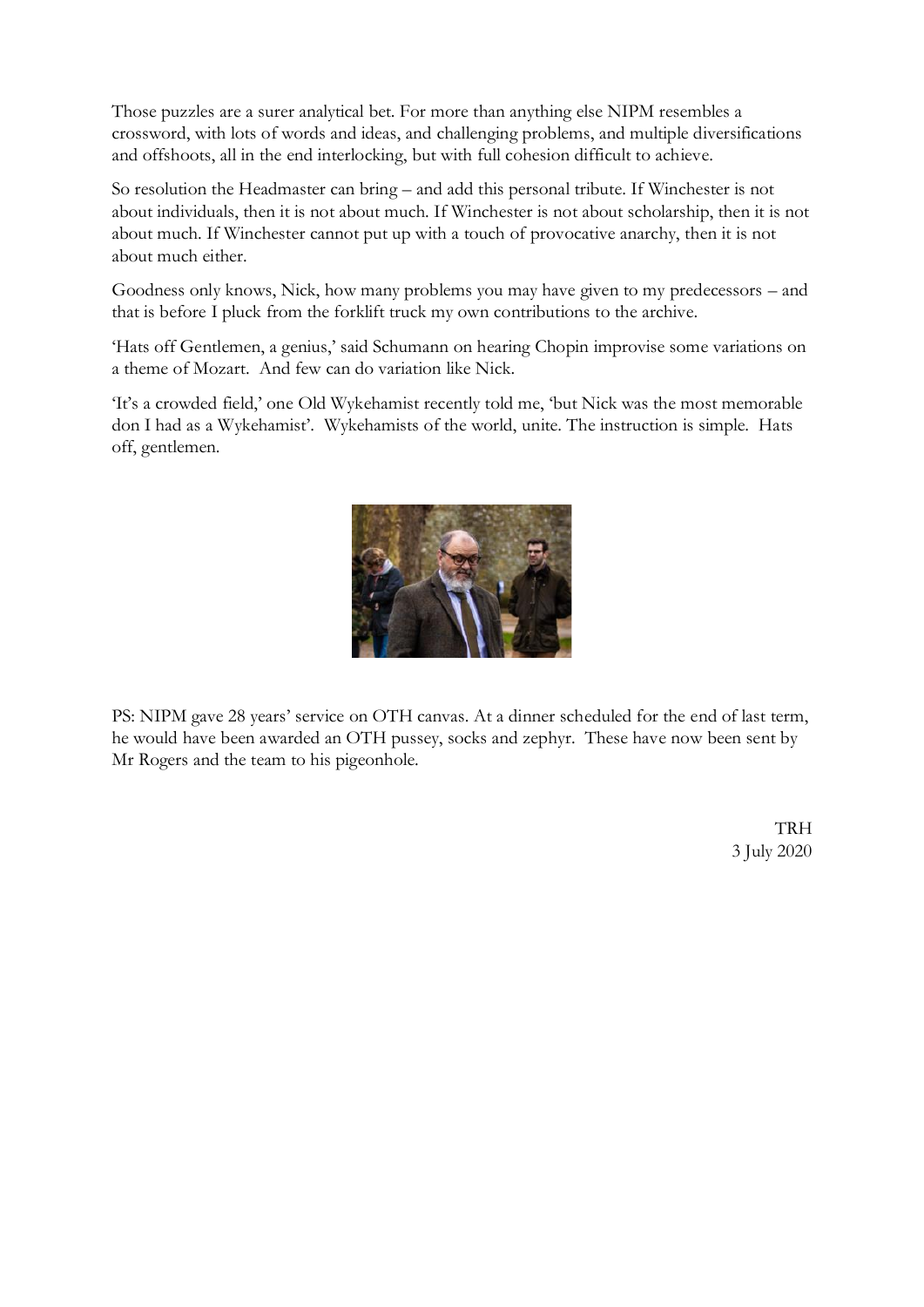Those puzzles are a surer analytical bet. For more than anything else NIPM resembles a crossword, with lots of words and ideas, and challenging problems, and multiple diversifications and offshoots, all in the end interlocking, but with full cohesion difficult to achieve.

So resolution the Headmaster can bring – and add this personal tribute. If Winchester is not about individuals, then it is not about much. If Winchester is not about scholarship, then it is not about much. If Winchester cannot put up with a touch of provocative anarchy, then it is not about much either.

Goodness only knows, Nick, how many problems you may have given to my predecessors – and that is before I pluck from the forklift truck my own contributions to the archive.

'Hats off Gentlemen, a genius,' said Schumann on hearing Chopin improvise some variations on a theme of Mozart. And few can do variation like Nick.

'It's a crowded field,' one Old Wykehamist recently told me, 'but Nick was the most memorable don I had as a Wykehamist'. Wykehamists of the world, unite. The instruction is simple. Hats off, gentlemen.

PS: NIPM gave 28 years' service on OTH canvas. At a dinner scheduled for the end of last term, he would have been awarded an OTH pussey, socks and zephyr. These have now been sent by Mr Rogers and the team to his pigeonhole.

TRH
3 July 2020